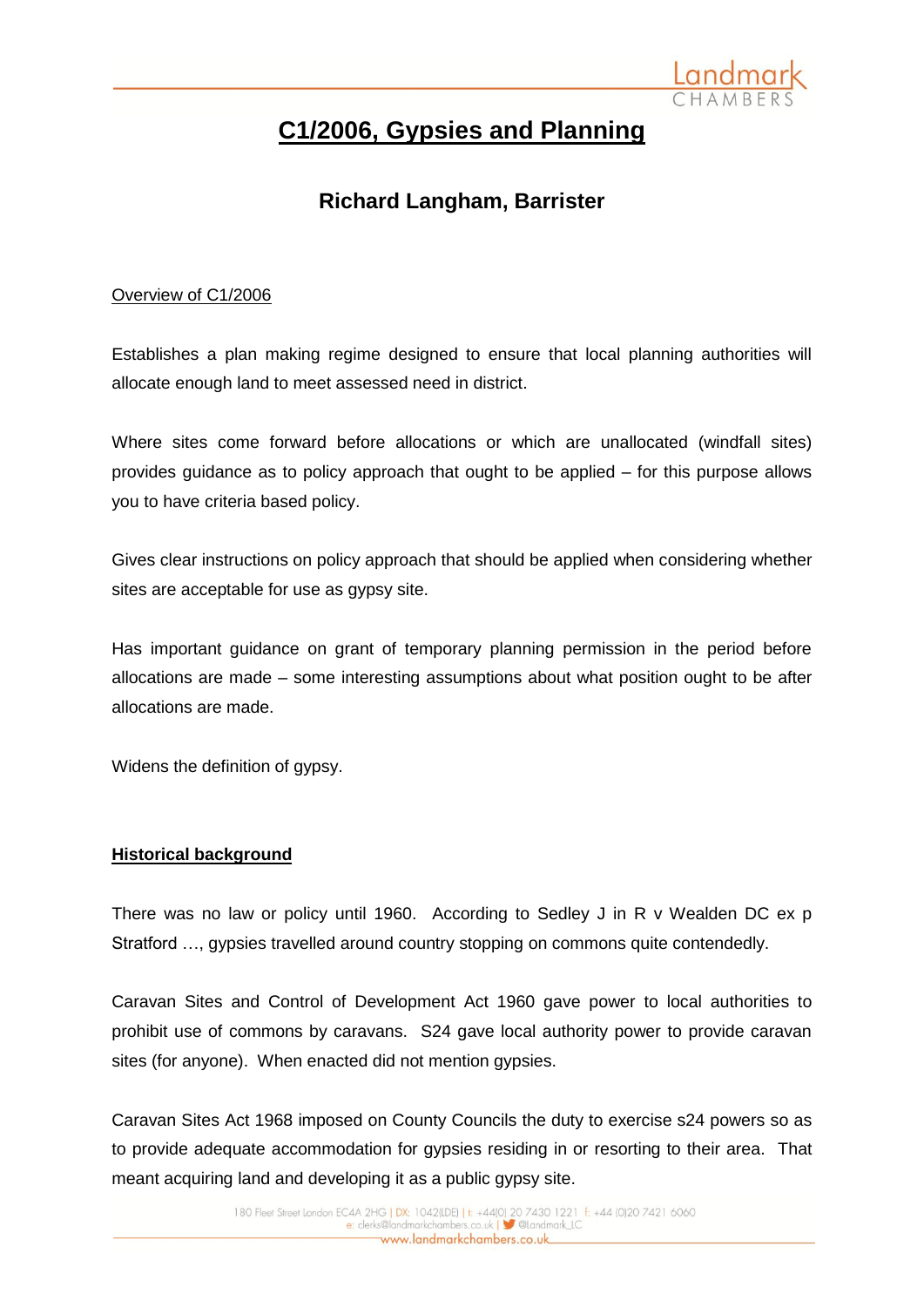# C1/2006, Gypsies and Planning

## Richard Langham, Barrister

Overview of C1/2006

Establishes a plan making regime designed to ensure that local planning authorities will allocate enough land to meet assessed need in district.

Where sites come forward before allocations or which are unallocated (windfall sites) provides guidance as to policy approach that ought to be applied – for this purpose allows you to have criteria based policy.

Gives clear instructions on policy approach that should be applied when considering whether sites are acceptable for use as gypsy site.

Has important guidance on grant of temporary planning permission in the period before allocations are made – some interesting assumptions about what position ought to be after allocations are made.

Widens the definition of gypsy.

**Historical background**

There was no law or policy until 1960. According to Sedley J in R v Wealden DC ex p Stratford …, gypsies travelled around country stopping on commons quite contendedly.

Caravan Sites and Control of Development Act 1960 gave power to local authorities to prohibit use of commons by caravans. S24 gave local authority power to provide caravan sites (for anyone). When enacted did not mention gypsies.

Caravan Sites Act 1968 imposed on County Councils the duty to exercise s24 powers so as to provide adequate accommodation for gypsies residing in or resorting to their area. That meant acquiring land and developing it as a public gypsy site.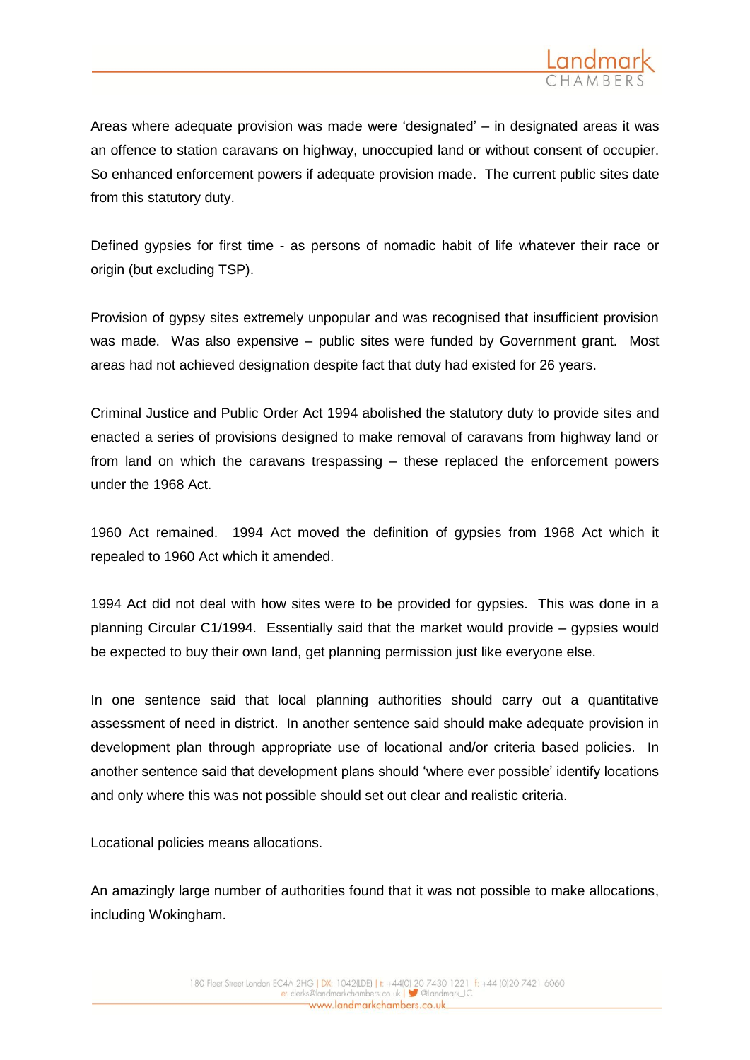Areas where adequate provision was made were 'designated' – in designated areas it was an offence to station caravans on highway, unoccupied land or without consent of occupier. So enhanced enforcement powers if adequate provision made. The current public sites date from this statutory duty.

Defined gypsies for first time - as persons of nomadic habit of life whatever their race or origin (but excluding TSP).

Provision of gypsy sites extremely unpopular and was recognised that insufficient provision was made. Was also expensive – public sites were funded by Government grant. Most areas had not achieved designation despite fact that duty had existed for 26 years.

Criminal Justice and Public Order Act 1994 abolished the statutory duty to provide sites and enacted a series of provisions designed to make removal of caravans from highway land or from land on which the caravans trespassing – these replaced the enforcement powers under the 1968 Act.

1960 Act remained. 1994 Act moved the definition of gypsies from 1968 Act which it repealed to 1960 Act which it amended.

1994 Act did not deal with how sites were to be provided for gypsies. This was done in a planning Circular C1/1994. Essentially said that the market would provide – gypsies would be expected to buy their own land, get planning permission just like everyone else.

In one sentence said that local planning authorities should carry out a quantitative assessment of need in district. In another sentence said should make adequate provision in development plan through appropriate use of locational and/or criteria based policies. In another sentence said that development plans should 'where ever possible' identify locations and only where this was not possible should set out clear and realistic criteria.

Locational policies means allocations.

An amazingly large number of authorities found that it was not possible to make allocations, including Wokingham.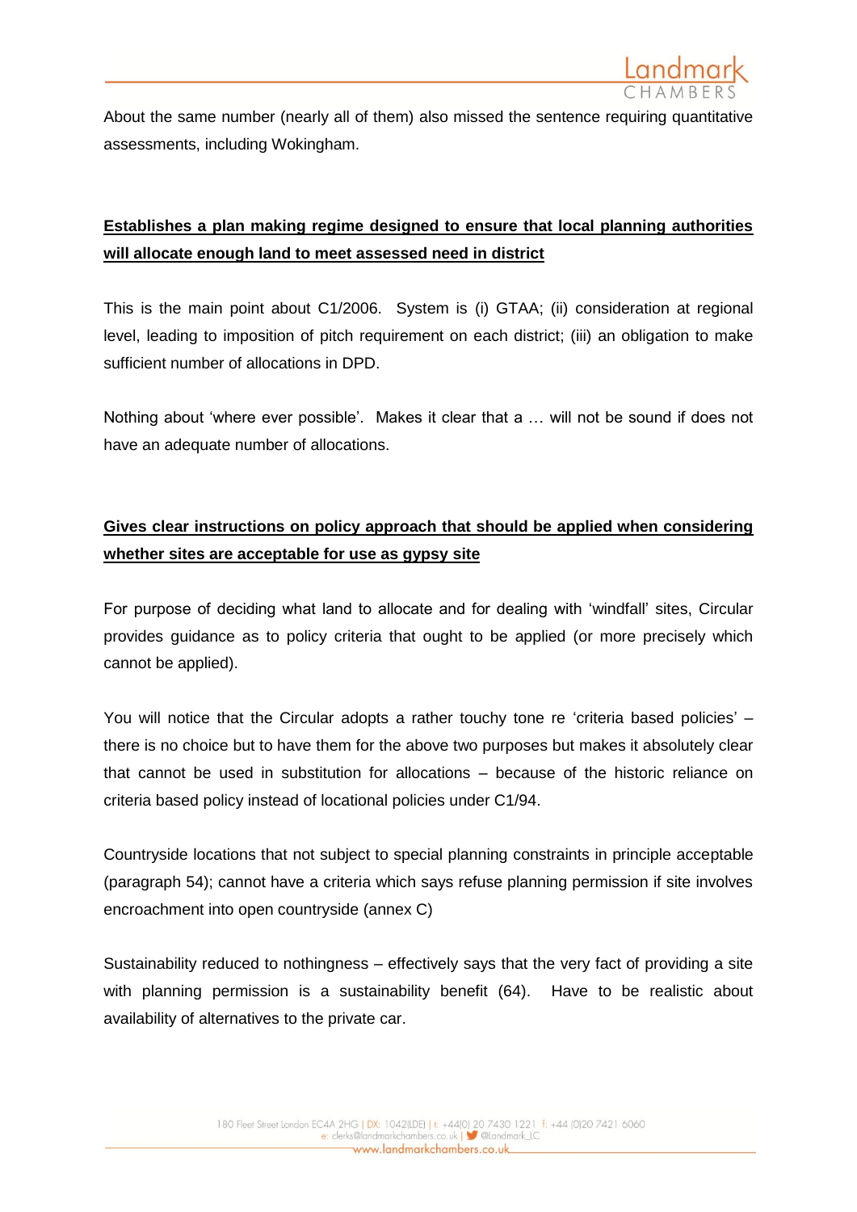About the same number (nearly all of them) also missed the sentence requiring quantitative assessments, including Wokingham.

**Establishes a plan making regime designed to ensure that local planning authorities will allocate enough land to meet assessed need in district**

This is the main point about C1/2006. System is (i) GTAA; (ii) consideration at regional level, leading to imposition of pitch requirement on each district; (iii) an obligation to make sufficient number of allocations in DPD.

Nothing about 'where ever possible'. Makes it clear that a … will not be sound if does not have an adequate number of allocations.

**Gives clear instructions on policy approach that should be applied when considering whether sites are acceptable for use as gypsy site**

For purpose of deciding what land to allocate and for dealing with 'windfall' sites, Circular provides guidance as to policy criteria that ought to be applied (or more precisely which cannot be applied).

You will notice that the Circular adopts a rather touchy tone re 'criteria based policies' – there is no choice but to have them for the above two purposes but makes it absolutely clear that cannot be used in substitution for allocations – because of the historic reliance on criteria based policy instead of locational policies under C1/94.

Countryside locations that not subject to special planning constraints in principle acceptable (paragraph 54); cannot have a criteria which says refuse planning permission if site involves encroachment into open countryside (annex C)

Sustainability reduced to nothingness – effectively says that the very fact of providing a site with planning permission is a sustainability benefit (64). Have to be realistic about availability of alternatives to the private car.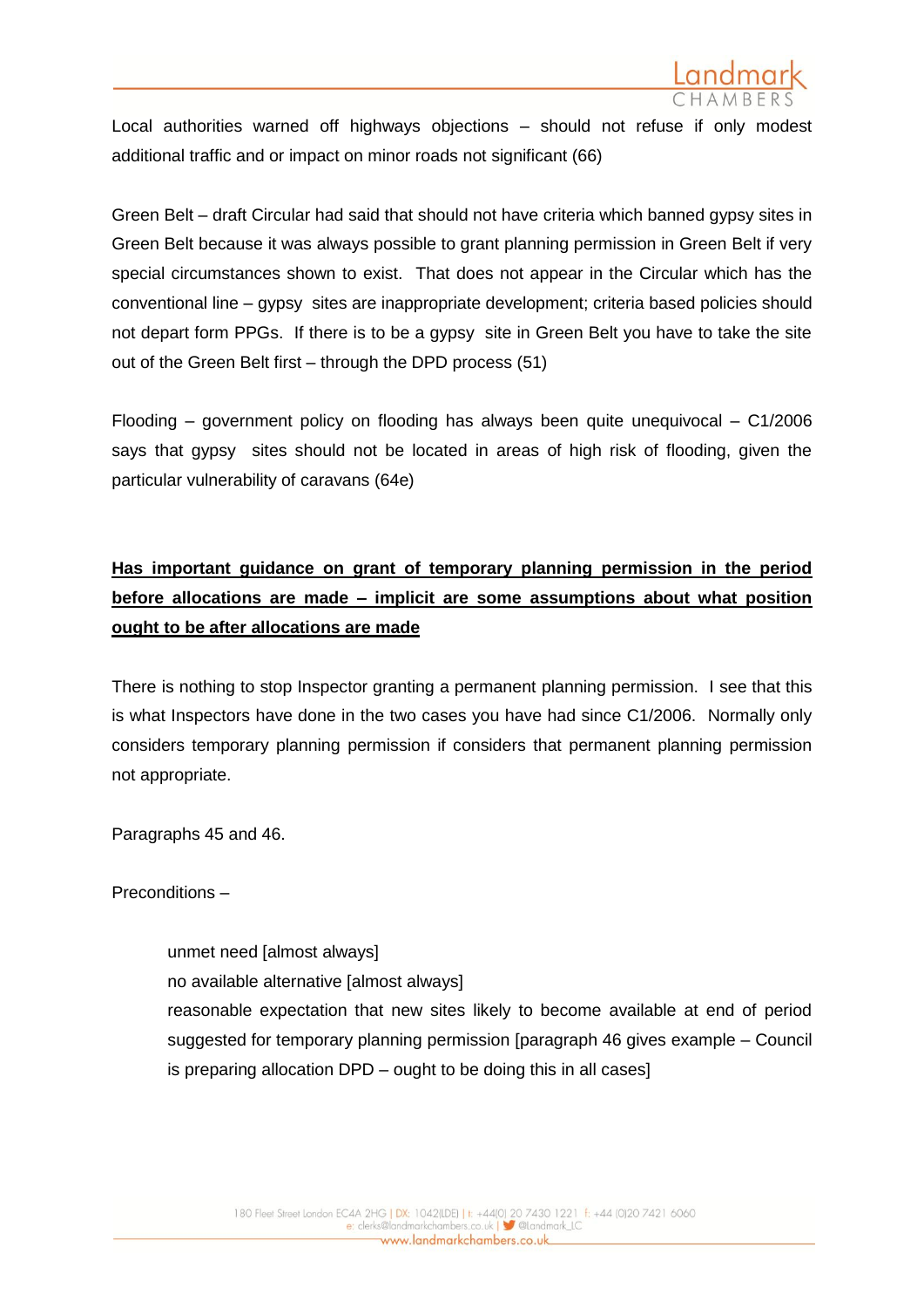Local authorities warned off highways objections – should not refuse if only modest additional traffic and or impact on minor roads not significant (66)

Green Belt – draft Circular had said that should not have criteria which banned gypsy sites in Green Belt because it was always possible to grant planning permission in Green Belt if very special circumstances shown to exist. That does not appear in the Circular which has the conventional line – gypsy sites are inappropriate development; criteria based policies should not depart form PPGs. If there is to be a gypsy site in Green Belt you have to take the site out of the Green Belt first – through the DPD process (51)

Flooding – government policy on flooding has always been quite unequivocal – C1/2006 says that gypsy sites should not be located in areas of high risk of flooding, given the particular vulnerability of caravans (64e)

**<u>Has important guidance on grant of temporary planning permission in the period before allocations are made – implicit are some assumptions about what position ought to be after allocations are made</u>**

There is nothing to stop Inspector granting a permanent planning permission. I see that this is what Inspectors have done in the two cases you have had since C1/2006. Normally only considers temporary planning permission if considers that permanent planning permission not appropriate.

Paragraphs 45 and 46.

Preconditions –

> unmet need [almost always]
> no available alternative [almost always]
> reasonable expectation that new sites likely to become available at end of period suggested for temporary planning permission [paragraph 46 gives example – Council is preparing allocation DPD – ought to be doing this in all cases]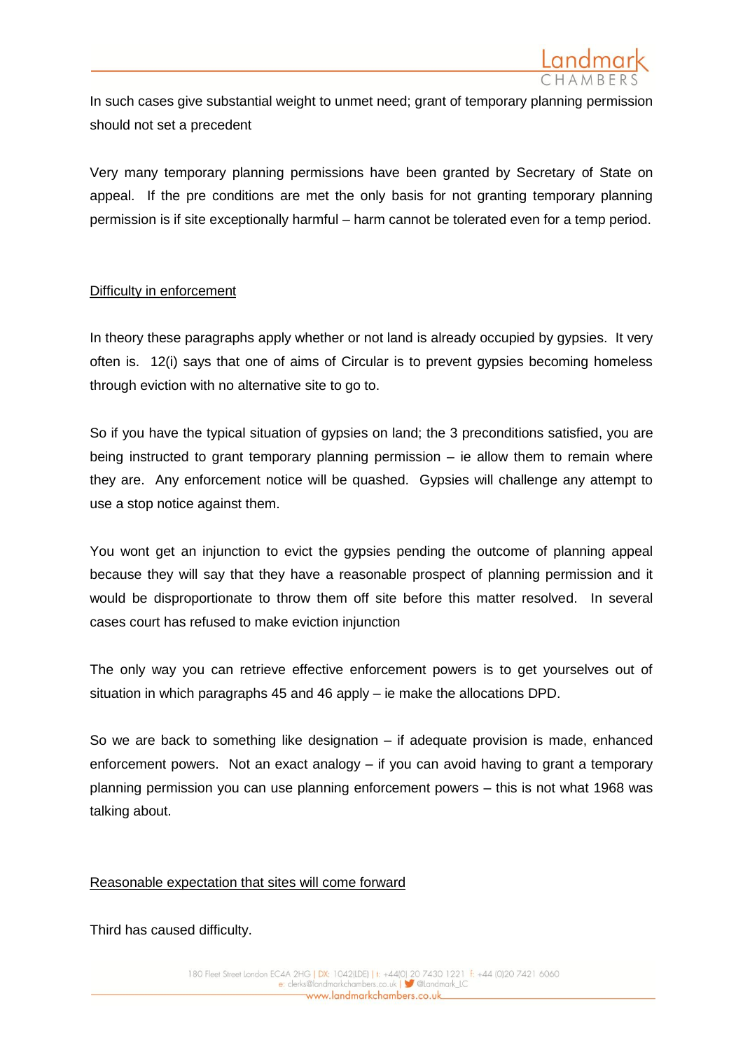In such cases give substantial weight to unmet need; grant of temporary planning permission should not set a precedent

Very many temporary planning permissions have been granted by Secretary of State on appeal. If the pre conditions are met the only basis for not granting temporary planning permission is if site exceptionally harmful – harm cannot be tolerated even for a temp period.

<u>Difficulty in enforcement</u>

In theory these paragraphs apply whether or not land is already occupied by gypsies. It very often is. 12(i) says that one of aims of Circular is to prevent gypsies becoming homeless through eviction with no alternative site to go to.

So if you have the typical situation of gypsies on land; the 3 preconditions satisfied, you are being instructed to grant temporary planning permission – ie allow them to remain where they are. Any enforcement notice will be quashed. Gypsies will challenge any attempt to use a stop notice against them.

You wont get an injunction to evict the gypsies pending the outcome of planning appeal because they will say that they have a reasonable prospect of planning permission and it would be disproportionate to throw them off site before this matter resolved. In several cases court has refused to make eviction injunction

The only way you can retrieve effective enforcement powers is to get yourselves out of situation in which paragraphs 45 and 46 apply – ie make the allocations DPD.

So we are back to something like designation – if adequate provision is made, enhanced enforcement powers. Not an exact analogy – if you can avoid having to grant a temporary planning permission you can use planning enforcement powers – this is not what 1968 was talking about.

<u>Reasonable expectation that sites will come forward</u>

Third has caused difficulty.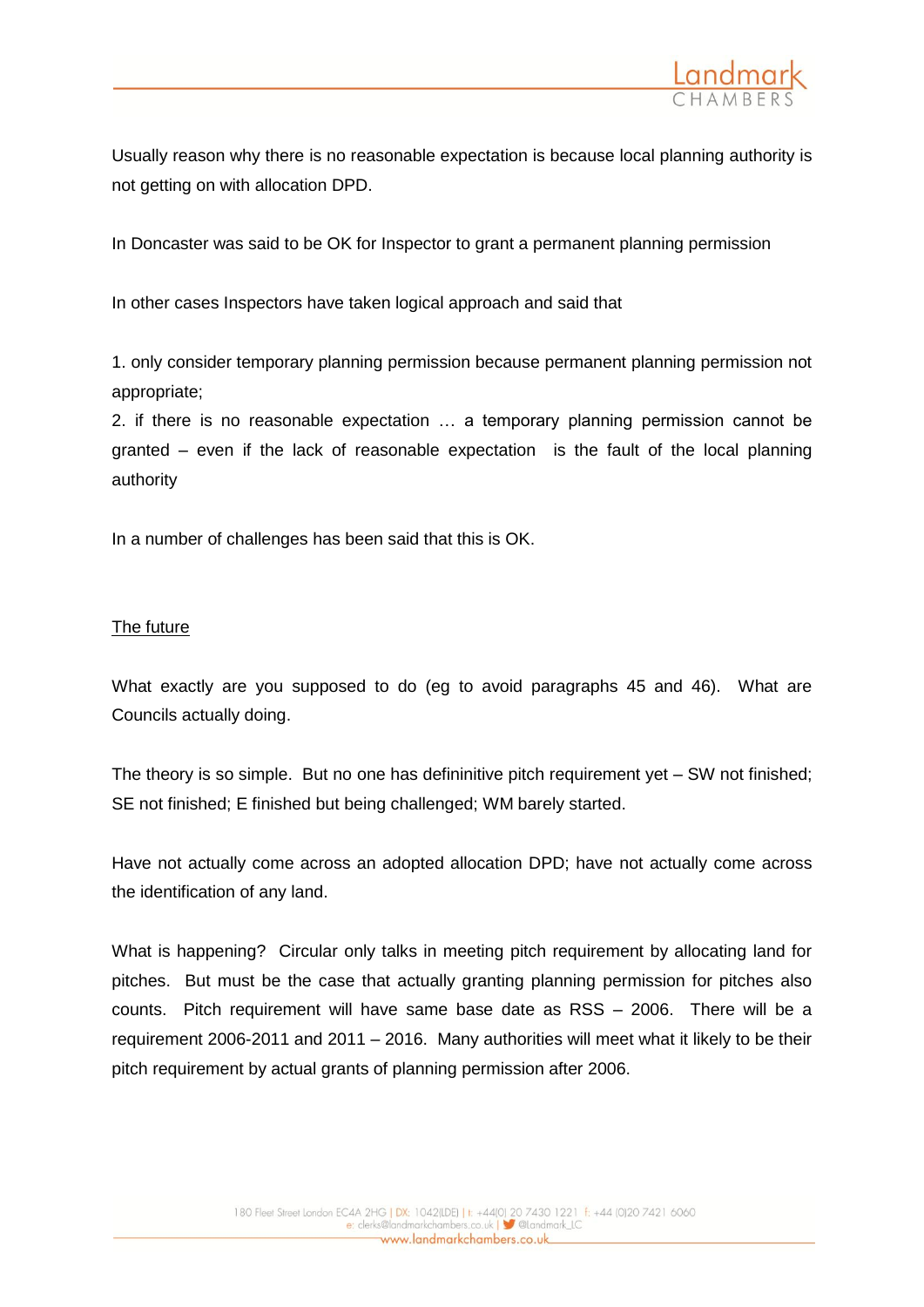Usually reason why there is no reasonable expectation is because local planning authority is not getting on with allocation DPD.

In Doncaster was said to be OK for Inspector to grant a permanent planning permission

In other cases Inspectors have taken logical approach and said that

1. only consider temporary planning permission because permanent planning permission not appropriate;
2. if there is no reasonable expectation … a temporary planning permission cannot be granted – even if the lack of reasonable expectation is the fault of the local planning authority

In a number of challenges has been said that this is OK.

<u>The future</u>

What exactly are you supposed to do (eg to avoid paragraphs 45 and 46). What are Councils actually doing.

The theory is so simple. But no one has defininitive pitch requirement yet – SW not finished; SE not finished; E finished but being challenged; WM barely started.

Have not actually come across an adopted allocation DPD; have not actually come across the identification of any land.

What is happening? Circular only talks in meeting pitch requirement by allocating land for pitches. But must be the case that actually granting planning permission for pitches also counts. Pitch requirement will have same base date as RSS – 2006. There will be a requirement 2006-2011 and 2011 – 2016. Many authorities will meet what it likely to be their pitch requirement by actual grants of planning permission after 2006.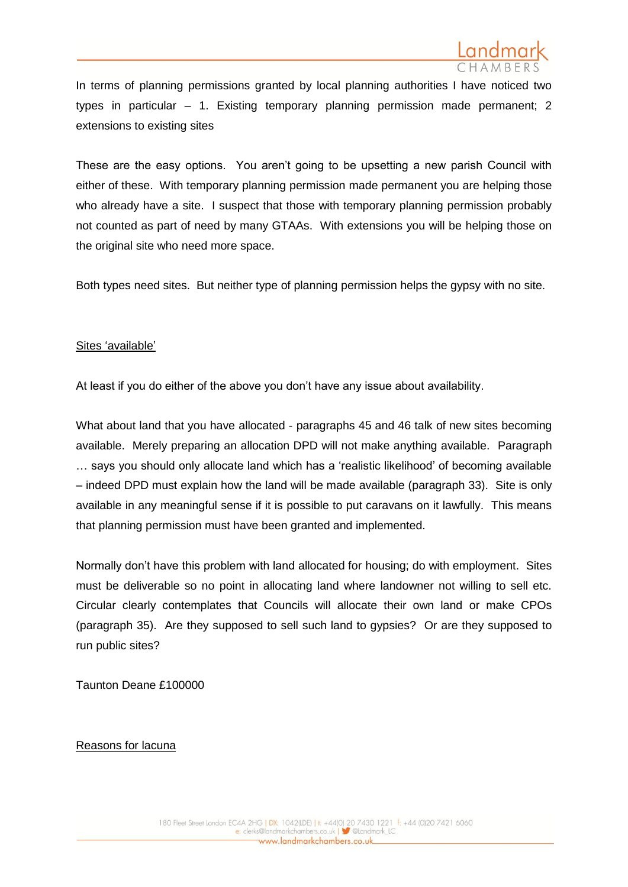In terms of planning permissions granted by local planning authorities I have noticed two types in particular – 1. Existing temporary planning permission made permanent; 2 extensions to existing sites

These are the easy options. You aren't going to be upsetting a new parish Council with either of these. With temporary planning permission made permanent you are helping those who already have a site. I suspect that those with temporary planning permission probably not counted as part of need by many GTAAs. With extensions you will be helping those on the original site who need more space.

Both types need sites. But neither type of planning permission helps the gypsy with no site.

<u>Sites 'available'</u>

At least if you do either of the above you don't have any issue about availability.

What about land that you have allocated - paragraphs 45 and 46 talk of new sites becoming available. Merely preparing an allocation DPD will not make anything available. Paragraph … says you should only allocate land which has a 'realistic likelihood' of becoming available – indeed DPD must explain how the land will be made available (paragraph 33). Site is only available in any meaningful sense if it is possible to put caravans on it lawfully. This means that planning permission must have been granted and implemented.

Normally don't have this problem with land allocated for housing; do with employment. Sites must be deliverable so no point in allocating land where landowner not willing to sell etc. Circular clearly contemplates that Councils will allocate their own land or make CPOs (paragraph 35). Are they supposed to sell such land to gypsies? Or are they supposed to run public sites?

Taunton Deane £100000

<u>Reasons for lacuna</u>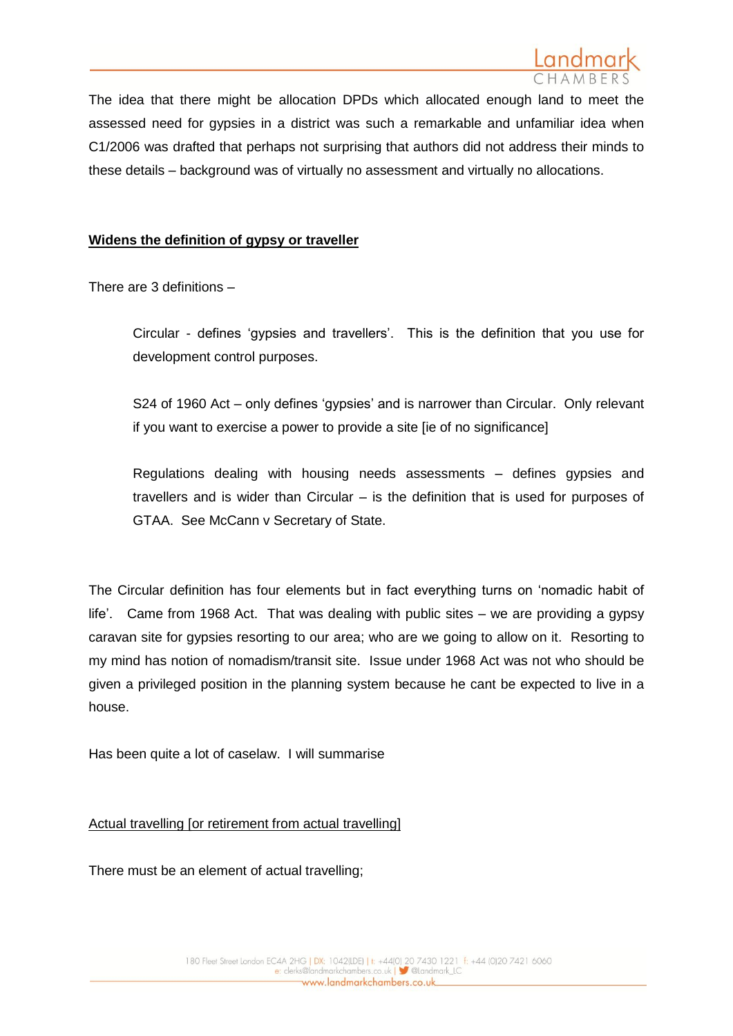The idea that there might be allocation DPDs which allocated enough land to meet the assessed need for gypsies in a district was such a remarkable and unfamiliar idea when C1/2006 was drafted that perhaps not surprising that authors did not address their minds to these details – background was of virtually no assessment and virtually no allocations.

**Widens the definition of gypsy or traveller**

There are 3 definitions –

> Circular - defines 'gypsies and travellers'. This is the definition that you use for development control purposes.
>
> S24 of 1960 Act – only defines 'gypsies' and is narrower than Circular. Only relevant if you want to exercise a power to provide a site [ie of no significance]
>
> Regulations dealing with housing needs assessments – defines gypsies and travellers and is wider than Circular – is the definition that is used for purposes of GTAA. See McCann v Secretary of State.

The Circular definition has four elements but in fact everything turns on 'nomadic habit of life'. Came from 1968 Act. That was dealing with public sites – we are providing a gypsy caravan site for gypsies resorting to our area; who are we going to allow on it. Resorting to my mind has notion of nomadism/transit site. Issue under 1968 Act was not who should be given a privileged position in the planning system because he cant be expected to live in a house.

Has been quite a lot of caselaw. I will summarise

Actual travelling [or retirement from actual travelling]

There must be an element of actual travelling;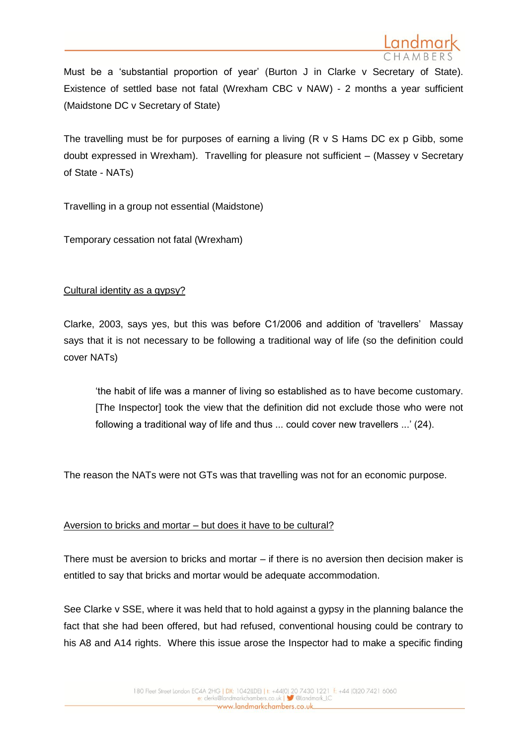Must be a 'substantial proportion of year' (Burton J in Clarke v Secretary of State). Existence of settled base not fatal (Wrexham CBC v NAW) - 2 months a year sufficient (Maidstone DC v Secretary of State)

The travelling must be for purposes of earning a living (R v S Hams DC ex p Gibb, some doubt expressed in Wrexham). Travelling for pleasure not sufficient – (Massey v Secretary of State - NATs)

Travelling in a group not essential (Maidstone)

Temporary cessation not fatal (Wrexham)

<u>Cultural identity as a gypsy?</u>

Clarke, 2003, says yes, but this was before C1/2006 and addition of 'travellers' Massay says that it is not necessary to be following a traditional way of life (so the definition could cover NATs)

> 'the habit of life was a manner of living so established as to have become customary. [The Inspector] took the view that the definition did not exclude those who were not following a traditional way of life and thus ... could cover new travellers ...' (24).

The reason the NATs were not GTs was that travelling was not for an economic purpose.

<u>Aversion to bricks and mortar – but does it have to be cultural?</u>

There must be aversion to bricks and mortar – if there is no aversion then decision maker is entitled to say that bricks and mortar would be adequate accommodation.

See Clarke v SSE, where it was held that to hold against a gypsy in the planning balance the fact that she had been offered, but had refused, conventional housing could be contrary to his A8 and A14 rights. Where this issue arose the Inspector had to make a specific finding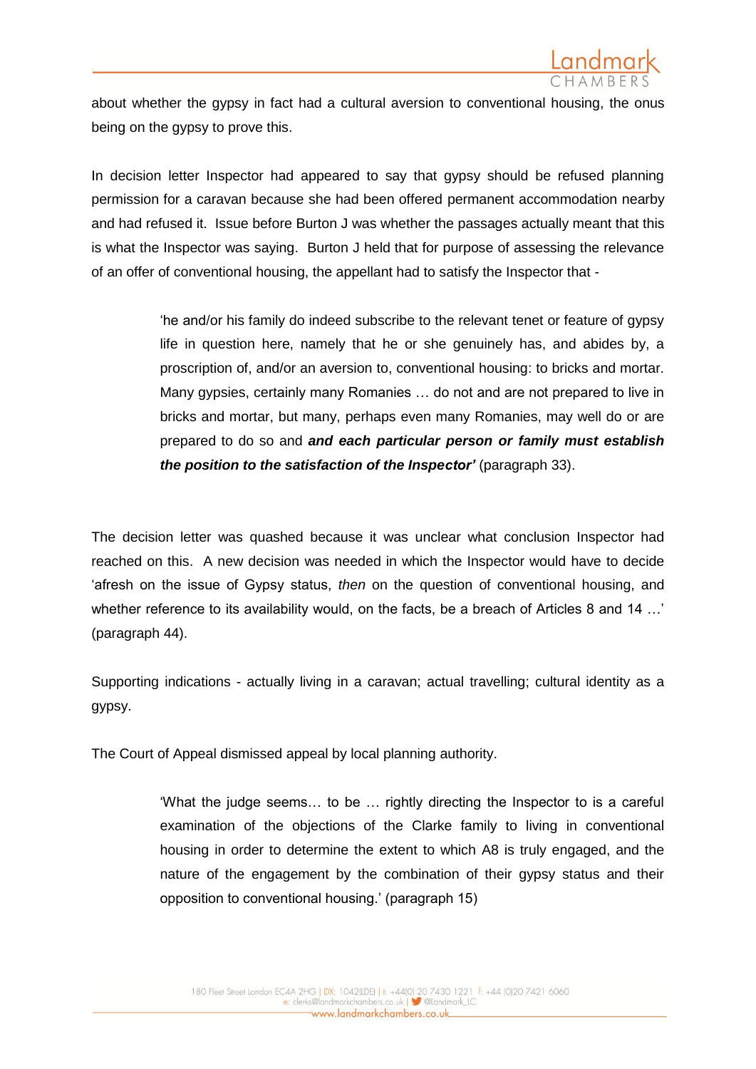about whether the gypsy in fact had a cultural aversion to conventional housing, the onus being on the gypsy to prove this.

In decision letter Inspector had appeared to say that gypsy should be refused planning permission for a caravan because she had been offered permanent accommodation nearby and had refused it. Issue before Burton J was whether the passages actually meant that this is what the Inspector was saying. Burton J held that for purpose of assessing the relevance of an offer of conventional housing, the appellant had to satisfy the Inspector that -

> 'he and/or his family do indeed subscribe to the relevant tenet or feature of gypsy life in question here, namely that he or she genuinely has, and abides by, a proscription of, and/or an aversion to, conventional housing: to bricks and mortar. Many gypsies, certainly many Romanies … do not and are not prepared to live in bricks and mortar, but many, perhaps even many Romanies, may well do or are prepared to do so and ***and each particular person or family must establish the position to the satisfaction of the Inspector'*** (paragraph 33).

The decision letter was quashed because it was unclear what conclusion Inspector had reached on this. A new decision was needed in which the Inspector would have to decide 'afresh on the issue of Gypsy status, *then* on the question of conventional housing, and whether reference to its availability would, on the facts, be a breach of Articles 8 and 14 …' (paragraph 44).

Supporting indications - actually living in a caravan; actual travelling; cultural identity as a gypsy.

The Court of Appeal dismissed appeal by local planning authority.

> 'What the judge seems… to be … rightly directing the Inspector to is a careful examination of the objections of the Clarke family to living in conventional housing in order to determine the extent to which A8 is truly engaged, and the nature of the engagement by the combination of their gypsy status and their opposition to conventional housing.' (paragraph 15)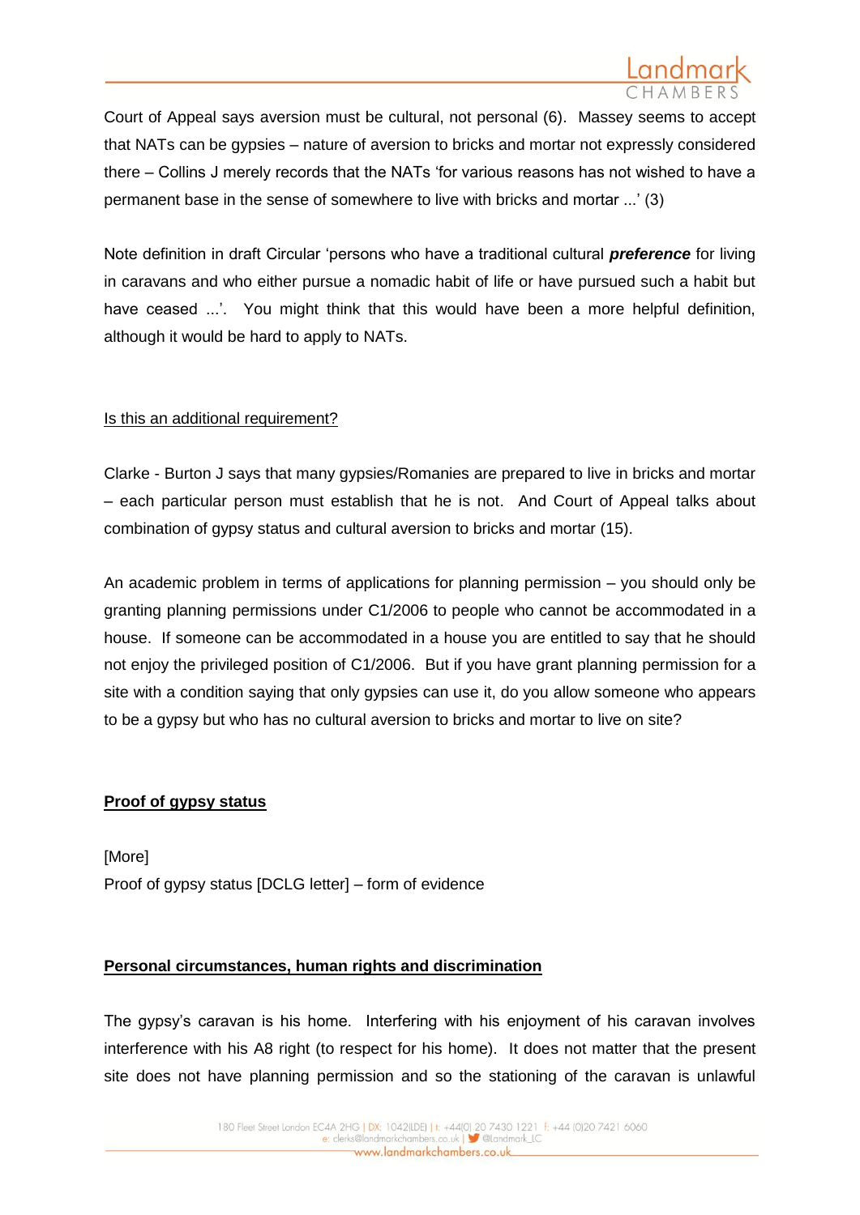Court of Appeal says aversion must be cultural, not personal (6). Massey seems to accept that NATs can be gypsies – nature of aversion to bricks and mortar not expressly considered there – Collins J merely records that the NATs 'for various reasons has not wished to have a permanent base in the sense of somewhere to live with bricks and mortar ...' (3)

Note definition in draft Circular 'persons who have a traditional cultural ***preference*** for living in caravans and who either pursue a nomadic habit of life or have pursued such a habit but have ceased ...'. You might think that this would have been a more helpful definition, although it would be hard to apply to NATs.

<u>Is this an additional requirement?</u>

Clarke - Burton J says that many gypsies/Romanies are prepared to live in bricks and mortar – each particular person must establish that he is not. And Court of Appeal talks about combination of gypsy status and cultural aversion to bricks and mortar (15).

An academic problem in terms of applications for planning permission – you should only be granting planning permissions under C1/2006 to people who cannot be accommodated in a house. If someone can be accommodated in a house you are entitled to say that he should not enjoy the privileged position of C1/2006. But if you have grant planning permission for a site with a condition saying that only gypsies can use it, do you allow someone who appears to be a gypsy but who has no cultural aversion to bricks and mortar to live on site?

## Proof of gypsy status

[More]
Proof of gypsy status [DCLG letter] – form of evidence

## Personal circumstances, human rights and discrimination

The gypsy's caravan is his home. Interfering with his enjoyment of his caravan involves interference with his A8 right (to respect for his home). It does not matter that the present site does not have planning permission and so the stationing of the caravan is unlawful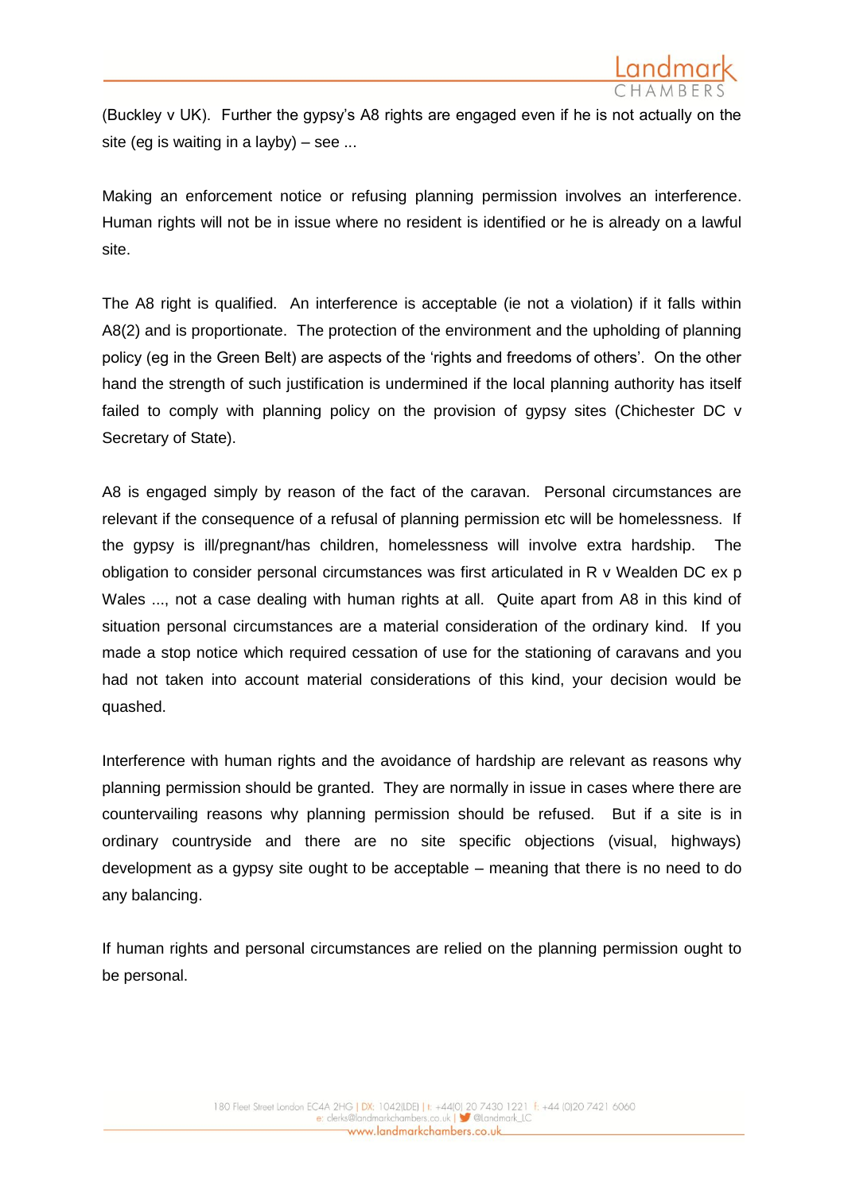(Buckley v UK). Further the gypsy's A8 rights are engaged even if he is not actually on the site (eg is waiting in a layby) – see ...

Making an enforcement notice or refusing planning permission involves an interference. Human rights will not be in issue where no resident is identified or he is already on a lawful site.

The A8 right is qualified. An interference is acceptable (ie not a violation) if it falls within A8(2) and is proportionate. The protection of the environment and the upholding of planning policy (eg in the Green Belt) are aspects of the 'rights and freedoms of others'. On the other hand the strength of such justification is undermined if the local planning authority has itself failed to comply with planning policy on the provision of gypsy sites (Chichester DC v Secretary of State).

A8 is engaged simply by reason of the fact of the caravan. Personal circumstances are relevant if the consequence of a refusal of planning permission etc will be homelessness. If the gypsy is ill/pregnant/has children, homelessness will involve extra hardship. The obligation to consider personal circumstances was first articulated in R v Wealden DC ex p Wales ..., not a case dealing with human rights at all. Quite apart from A8 in this kind of situation personal circumstances are a material consideration of the ordinary kind. If you made a stop notice which required cessation of use for the stationing of caravans and you had not taken into account material considerations of this kind, your decision would be quashed.

Interference with human rights and the avoidance of hardship are relevant as reasons why planning permission should be granted. They are normally in issue in cases where there are countervailing reasons why planning permission should be refused. But if a site is in ordinary countryside and there are no site specific objections (visual, highways) development as a gypsy site ought to be acceptable – meaning that there is no need to do any balancing.

If human rights and personal circumstances are relied on the planning permission ought to be personal.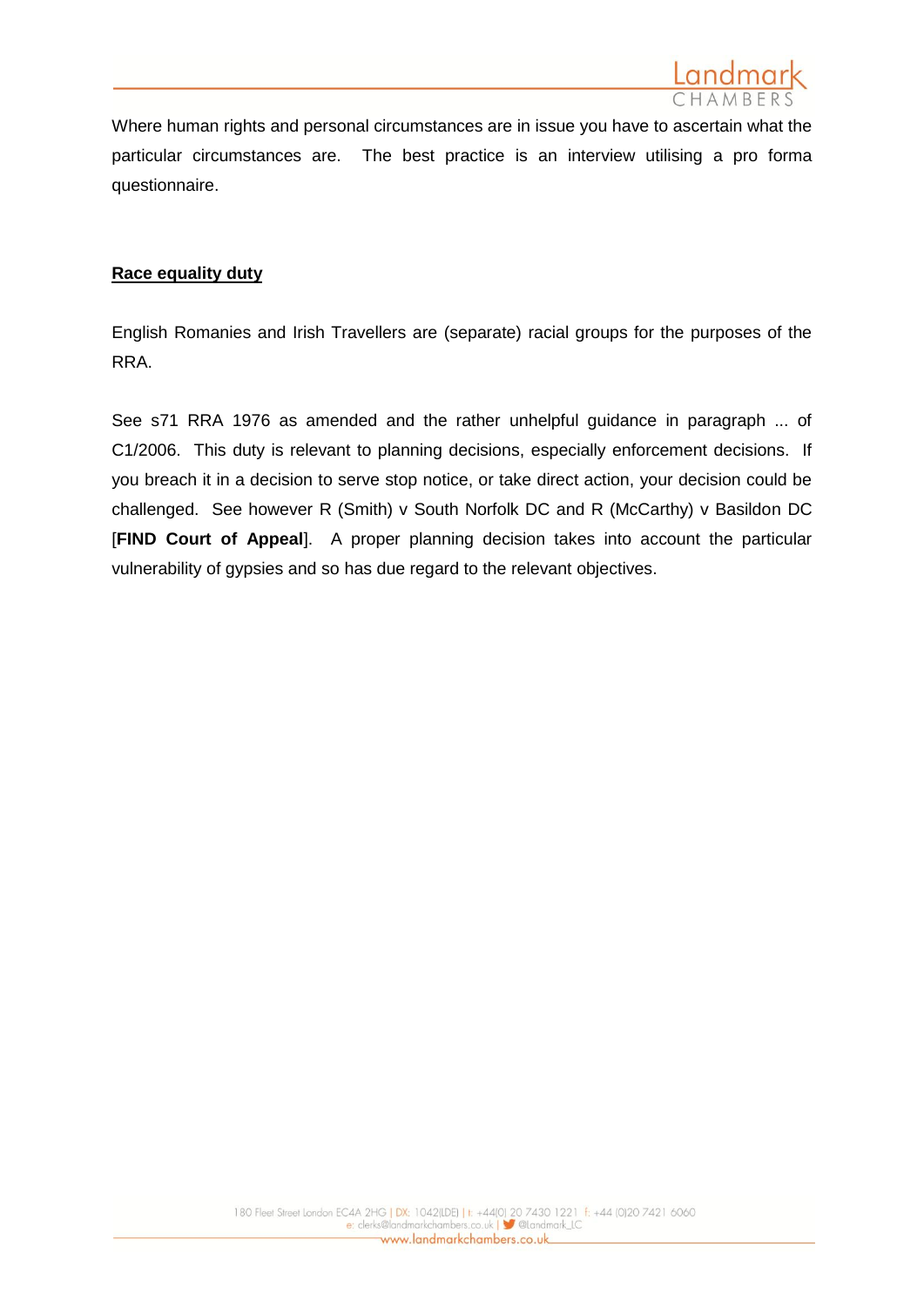Where human rights and personal circumstances are in issue you have to ascertain what the particular circumstances are. The best practice is an interview utilising a pro forma questionnaire.

**Race equality duty**

English Romanies and Irish Travellers are (separate) racial groups for the purposes of the RRA.

See s71 RRA 1976 as amended and the rather unhelpful guidance in paragraph ... of C1/2006. This duty is relevant to planning decisions, especially enforcement decisions. If you breach it in a decision to serve stop notice, or take direct action, your decision could be challenged. See however R (Smith) v South Norfolk DC and R (McCarthy) v Basildon DC [**FIND Court of Appeal**]. A proper planning decision takes into account the particular vulnerability of gypsies and so has due regard to the relevant objectives.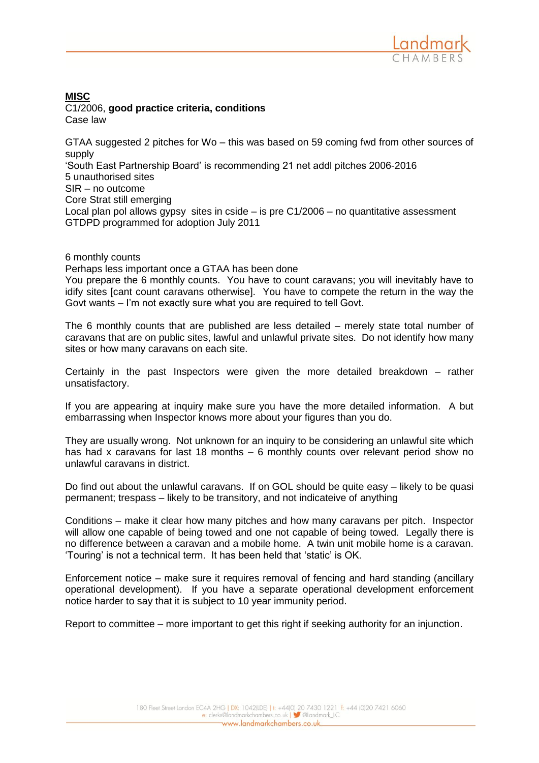**<u>MISC</u>**

C1/2006, **good practice criteria, conditions**

Case law

GTAA suggested 2 pitches for Wo – this was based on 59 coming fwd from other sources of supply

'South East Partnership Board' is recommending 21 net addl pitches 2006-2016

5 unauthorised sites

SIR – no outcome

Core Strat still emerging

Local plan pol allows gypsy sites in cside – is pre C1/2006 – no quantitative assessment

GTDPD programmed for adoption July 2011

6 monthly counts

Perhaps less important once a GTAA has been done

You prepare the 6 monthly counts. You have to count caravans; you will inevitably have to idify sites [cant count caravans otherwise]. You have to compete the return in the way the Govt wants – I'm not exactly sure what you are required to tell Govt.

The 6 monthly counts that are published are less detailed – merely state total number of caravans that are on public sites, lawful and unlawful private sites. Do not identify how many sites or how many caravans on each site.

Certainly in the past Inspectors were given the more detailed breakdown – rather unsatisfactory.

If you are appearing at inquiry make sure you have the more detailed information. A but embarrassing when Inspector knows more about your figures than you do.

They are usually wrong. Not unknown for an inquiry to be considering an unlawful site which has had x caravans for last 18 months – 6 monthly counts over relevant period show no unlawful caravans in district.

Do find out about the unlawful caravans. If on GOL should be quite easy – likely to be quasi permanent; trespass – likely to be transitory, and not indicateive of anything

Conditions – make it clear how many pitches and how many caravans per pitch. Inspector will allow one capable of being towed and one not capable of being towed. Legally there is no difference between a caravan and a mobile home. A twin unit mobile home is a caravan. 'Touring' is not a technical term. It has been held that 'static' is OK.

Enforcement notice – make sure it requires removal of fencing and hard standing (ancillary operational development). If you have a separate operational development enforcement notice harder to say that it is subject to 10 year immunity period.

Report to committee – more important to get this right if seeking authority for an injunction.